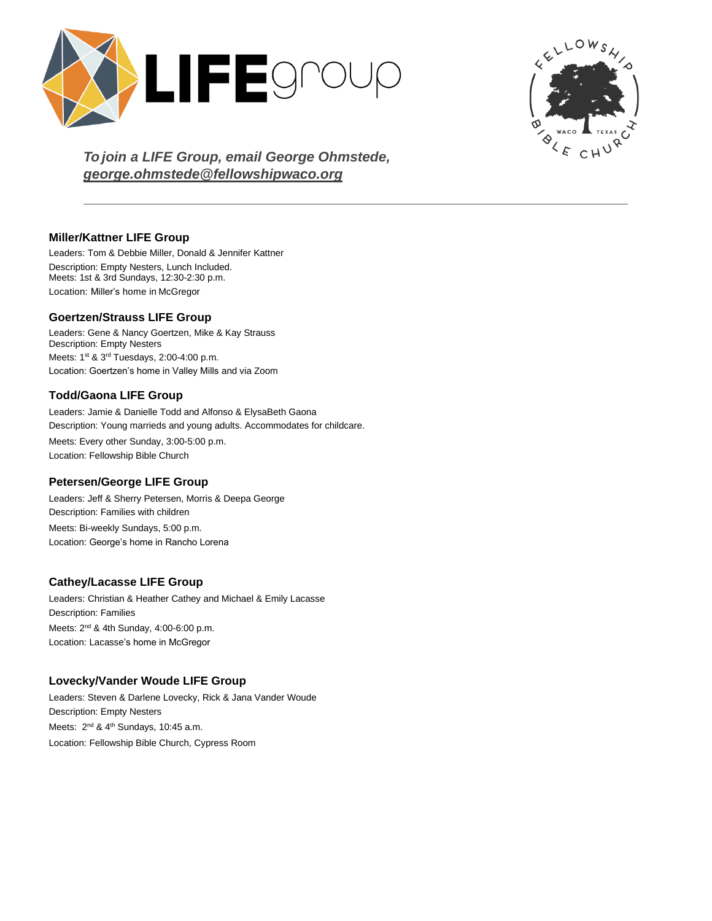*To join a LIFE Group, email George Ohmstede, george.ohmstede@fellowshipwaco.org*

---

### Miller/Kattner LIFE Group

Leaders: Tom & Debbie Miller, Donald & Jennifer Kattner
Description: Empty Nesters, Lunch Included.
Meets: 1st & 3rd Sundays, 12:30-2:30 p.m.
Location: Miller's home in McGregor

### Goertzen/Strauss LIFE Group

Leaders: Gene & Nancy Goertzen, Mike & Kay Strauss
Description: Empty Nesters
Meets: 1st & 3rd Tuesdays, 2:00-4:00 p.m.
Location: Goertzen's home in Valley Mills and via Zoom

### Todd/Gaona LIFE Group

Leaders: Jamie & Danielle Todd and Alfonso & ElysaBeth Gaona
Description: Young marrieds and young adults. Accommodates for childcare.
Meets: Every other Sunday, 3:00-5:00 p.m.
Location: Fellowship Bible Church

### Petersen/George LIFE Group

Leaders: Jeff & Sherry Petersen, Morris & Deepa George
Description: Families with children
Meets: Bi-weekly Sundays, 5:00 p.m.
Location: George's home in Rancho Lorena

### Cathey/Lacasse LIFE Group

Leaders: Christian & Heather Cathey and Michael & Emily Lacasse
Description: Families
Meets: 2nd & 4th Sunday, 4:00-6:00 p.m.
Location: Lacasse's home in McGregor

### Lovecky/Vander Woude LIFE Group

Leaders: Steven & Darlene Lovecky, Rick & Jana Vander Woude
Description: Empty Nesters
Meets: 2nd & 4th Sundays, 10:45 a.m.
Location: Fellowship Bible Church, Cypress Room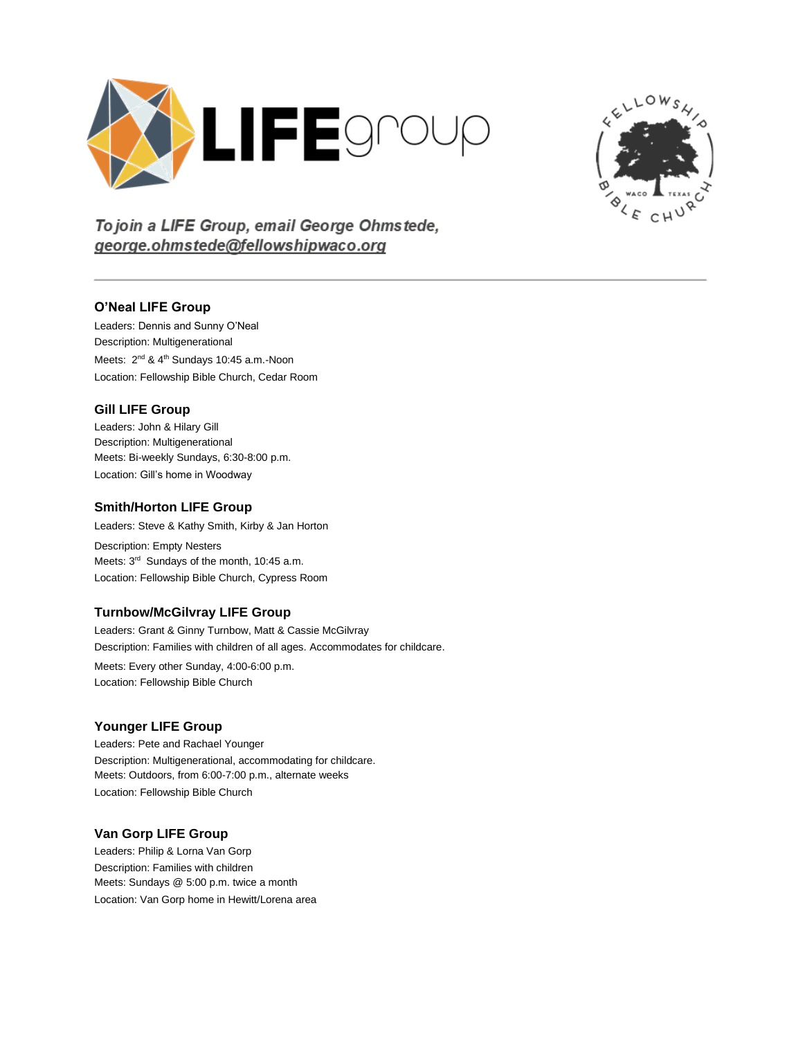*To join a LIFE Group, email George Ohmstede, george.ohmstede@fellowshipwaco.org*

---

### O'Neal LIFE Group

Leaders: Dennis and Sunny O'Neal
Description: Multigenerational
Meets: 2nd & 4th Sundays 10:45 a.m.-Noon
Location: Fellowship Bible Church, Cedar Room

### Gill LIFE Group

Leaders: John & Hilary Gill
Description: Multigenerational
Meets: Bi-weekly Sundays, 6:30-8:00 p.m.
Location: Gill's home in Woodway

### Smith/Horton LIFE Group

Leaders: Steve & Kathy Smith, Kirby & Jan Horton
Description: Empty Nesters
Meets: 3rd Sundays of the month, 10:45 a.m.
Location: Fellowship Bible Church, Cypress Room

### Turnbow/McGilvray LIFE Group

Leaders: Grant & Ginny Turnbow, Matt & Cassie McGilvray
Description: Families with children of all ages. Accommodates for childcare.
Meets: Every other Sunday, 4:00-6:00 p.m.
Location: Fellowship Bible Church

### Younger LIFE Group

Leaders: Pete and Rachael Younger
Description: Multigenerational, accommodating for childcare.
Meets: Outdoors, from 6:00-7:00 p.m., alternate weeks
Location: Fellowship Bible Church

### Van Gorp LIFE Group

Leaders: Philip & Lorna Van Gorp
Description: Families with children
Meets: Sundays @ 5:00 p.m. twice a month
Location: Van Gorp home in Hewitt/Lorena area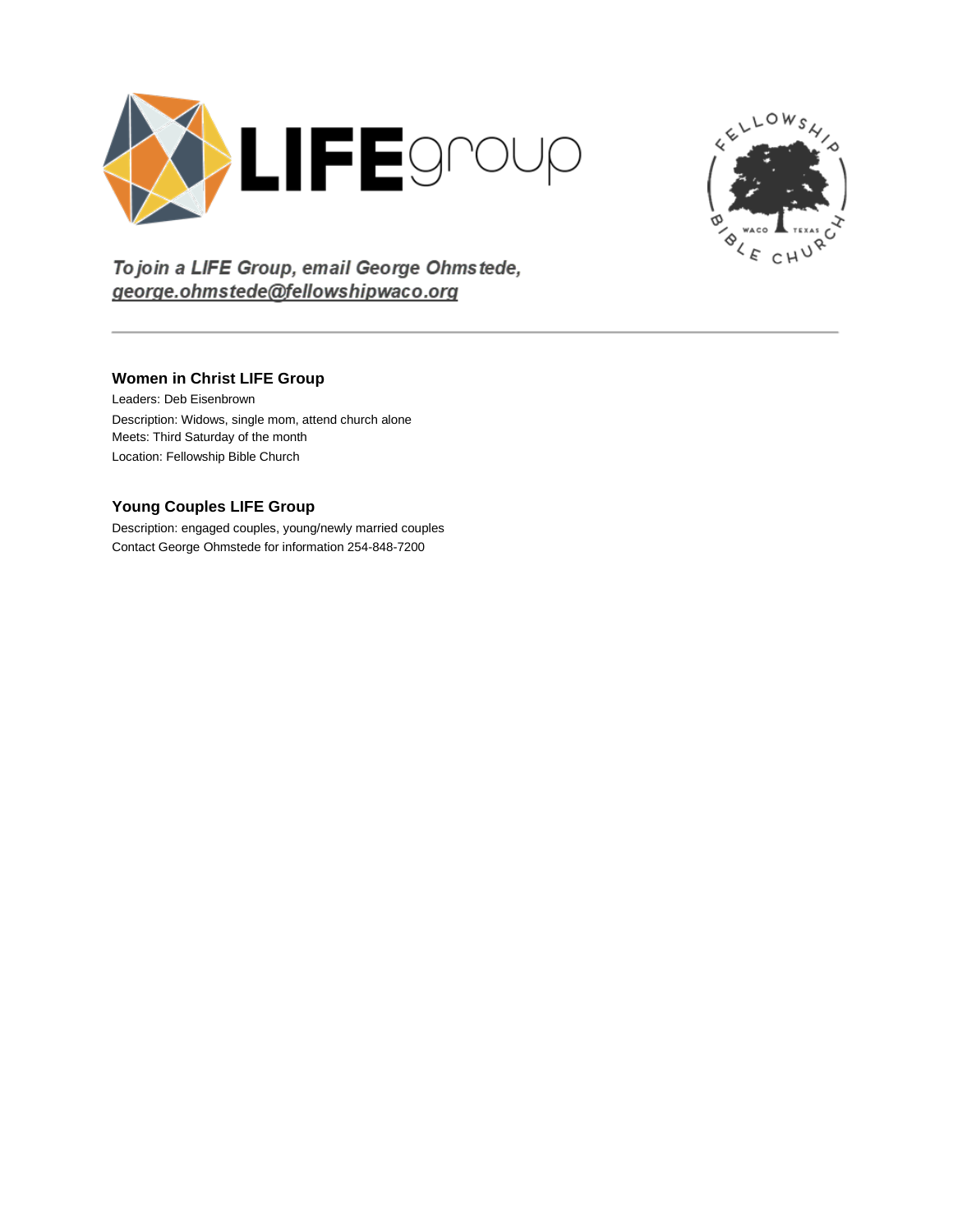*To join a **LIFE** Group, email George Ohmstede, [george.ohmstede@fellowshipwaco.org](mailto:george.ohmstede@fellowshipwaco.org)*

---

### Women in Christ LIFE Group

Leaders: Deb Eisenbrown

Description: Widows, single mom, attend church alone

Meets: Third Saturday of the month

Location: Fellowship Bible Church

### Young Couples LIFE Group

Description: engaged couples, young/newly married couples

Contact George Ohmstede for information 254-848-7200